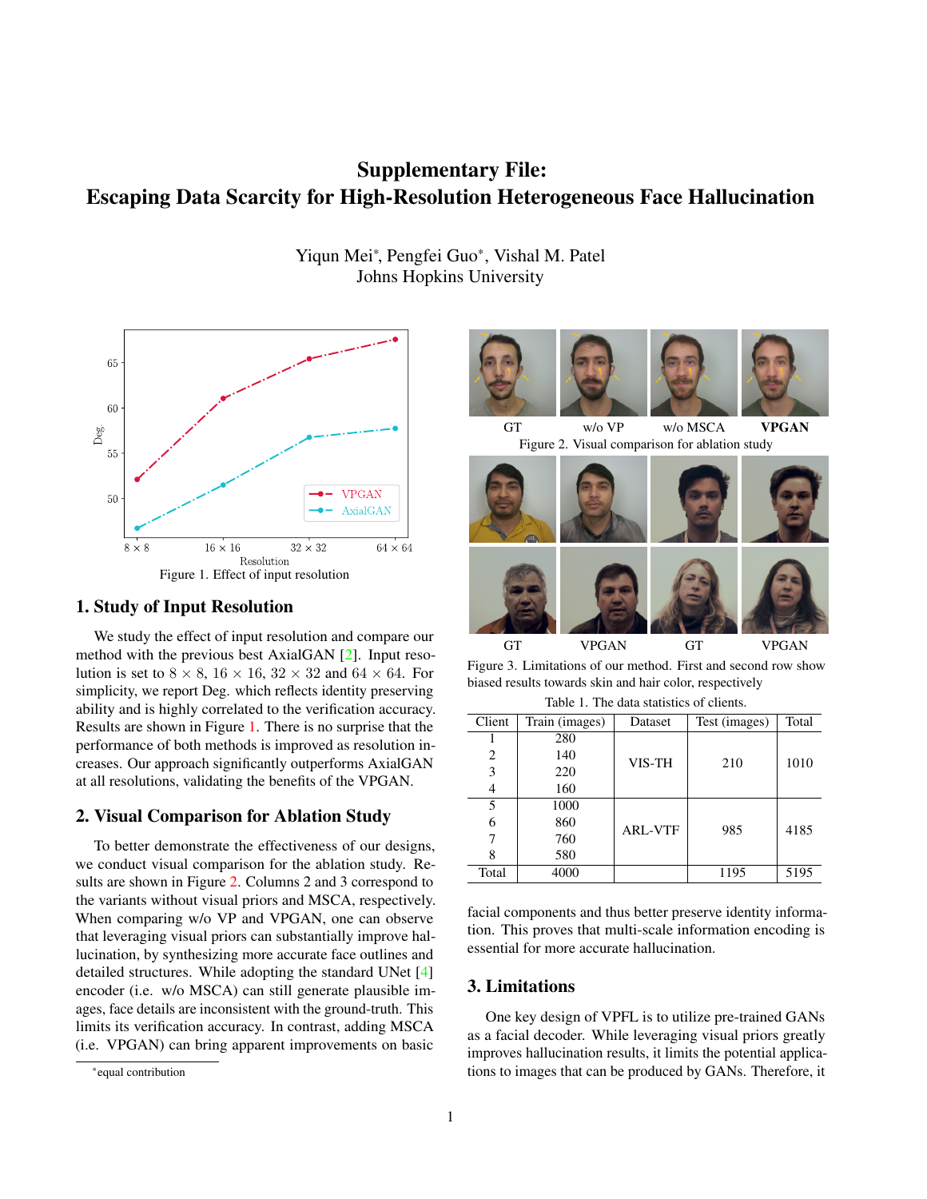# Supplementary File: Escaping Data Scarcity for High-Resolution Heterogeneous Face Hallucination

Yiqun Mei*, Pengfei Guo*, Vishal M. Patel
Johns Hopkins University

Figure 1. Effect of input resolution

## 1. Study of Input Resolution

We study the effect of input resolution and compare our method with the previous best AxialGAN [2]. Input resolution is set to $8 \times 8$, $16 \times 16$, $32 \times 32$ and $64 \times 64$. For simplicity, we report Deg. which reflects identity preserving ability and is highly correlated to the verification accuracy. Results are shown in Figure 1. There is no surprise that the performance of both methods is improved as resolution increases. Our approach significantly outperforms AxialGAN at all resolutions, validating the benefits of the VPGAN.

## 2. Visual Comparison for Ablation Study

To better demonstrate the effectiveness of our designs, we conduct visual comparison for the ablation study. Results are shown in Figure 2. Columns 2 and 3 correspond to the variants without visual priors and MSCA, respectively. When comparing w/o VP and VPGAN, one can observe that leveraging visual priors can substantially improve hallucination, by synthesizing more accurate face outlines and detailed structures. While adopting the standard UNet [4] encoder (i.e. w/o MSCA) can still generate plausible images, face details are inconsistent with the ground-truth. This limits its verification accuracy. In contrast, adding MSCA (i.e. VPGAN) can bring apparent improvements on basic facial components and thus better preserve identity information. This proves that multi-scale information encoding is essential for more accurate hallucination.

Figure 2. Visual comparison for ablation study

Figure 3. Limitations of our method. First and second row show biased results towards skin and hair color, respectively

Table 1. The data statistics of clients.

| Client | Train (images) | Dataset | Test (images) | Total |
|---|---|---|---|---|
| 1 | 280 | VIS-TH | 210 | 1010 |
| 2 | 140 | | | |
| 3 | 220 | | | |
| 4 | 160 | | | |
| 5 | 1000 | ARL-VTF | 985 | 4185 |
| 6 | 860 | | | |
| 7 | 760 | | | |
| 8 | 580 | | | |
| Total | 4000 | | 1195 | 5195 |

## 3. Limitations

One key design of VPFL is to utilize pre-trained GANs as a facial decoder. While leveraging visual priors greatly improves hallucination results, it limits the potential applications to images that can be produced by GANs. Therefore, it

*equal contribution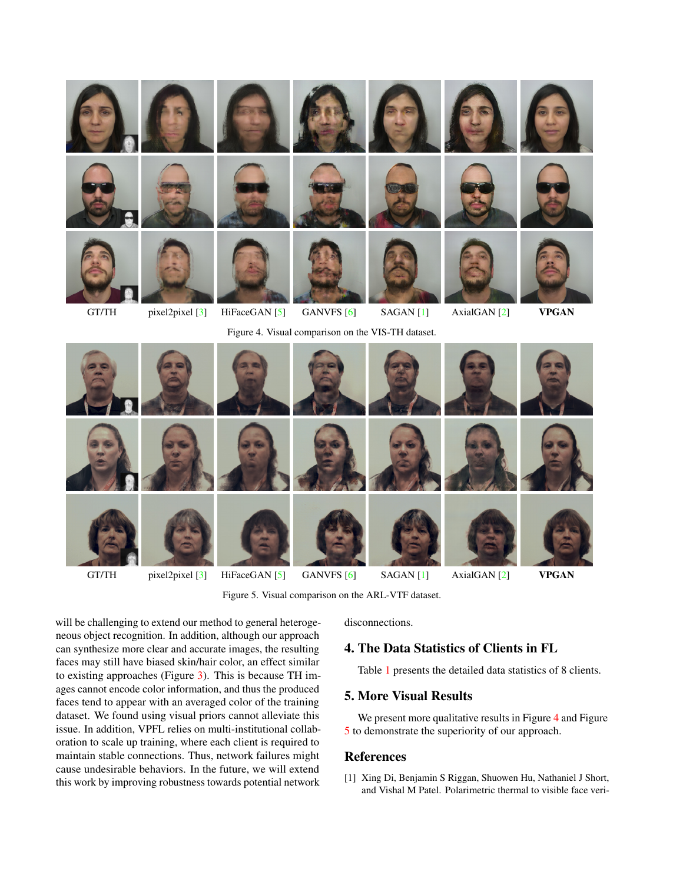GT/TH pixel2pixel [3] HiFaceGAN [5] GANVFS [6] SAGAN [1] AxialGAN [2] **VPGAN**

Figure 4. Visual comparison on the VIS-TH dataset.

GT/TH pixel2pixel [3] HiFaceGAN [5] GANVFS [6] SAGAN [1] AxialGAN [2] **VPGAN**

Figure 5. Visual comparison on the ARL-VTF dataset.

will be challenging to extend our method to general heterogeneous object recognition. In addition, although our approach can synthesize more clear and accurate images, the resulting faces may still have biased skin/hair color, an effect similar to existing approaches (Figure 3). This is because TH images cannot encode color information, and thus the produced faces tend to appear with an averaged color of the training dataset. We found using visual priors cannot alleviate this issue. In addition, VPFL relies on multi-institutional collaboration to scale up training, where each client is required to maintain stable connections. Thus, network failures might cause undesirable behaviors. In the future, we will extend this work by improving robustness towards potential network disconnections.

## 4. The Data Statistics of Clients in FL

Table 1 presents the detailed data statistics of 8 clients.

## 5. More Visual Results

We present more qualitative results in Figure 4 and Figure 5 to demonstrate the superiority of our approach.

## References

[1] Xing Di, Benjamin S Riggan, Shuowen Hu, Nathaniel J Short, and Vishal M Patel. Polarimetric thermal to visible face veri-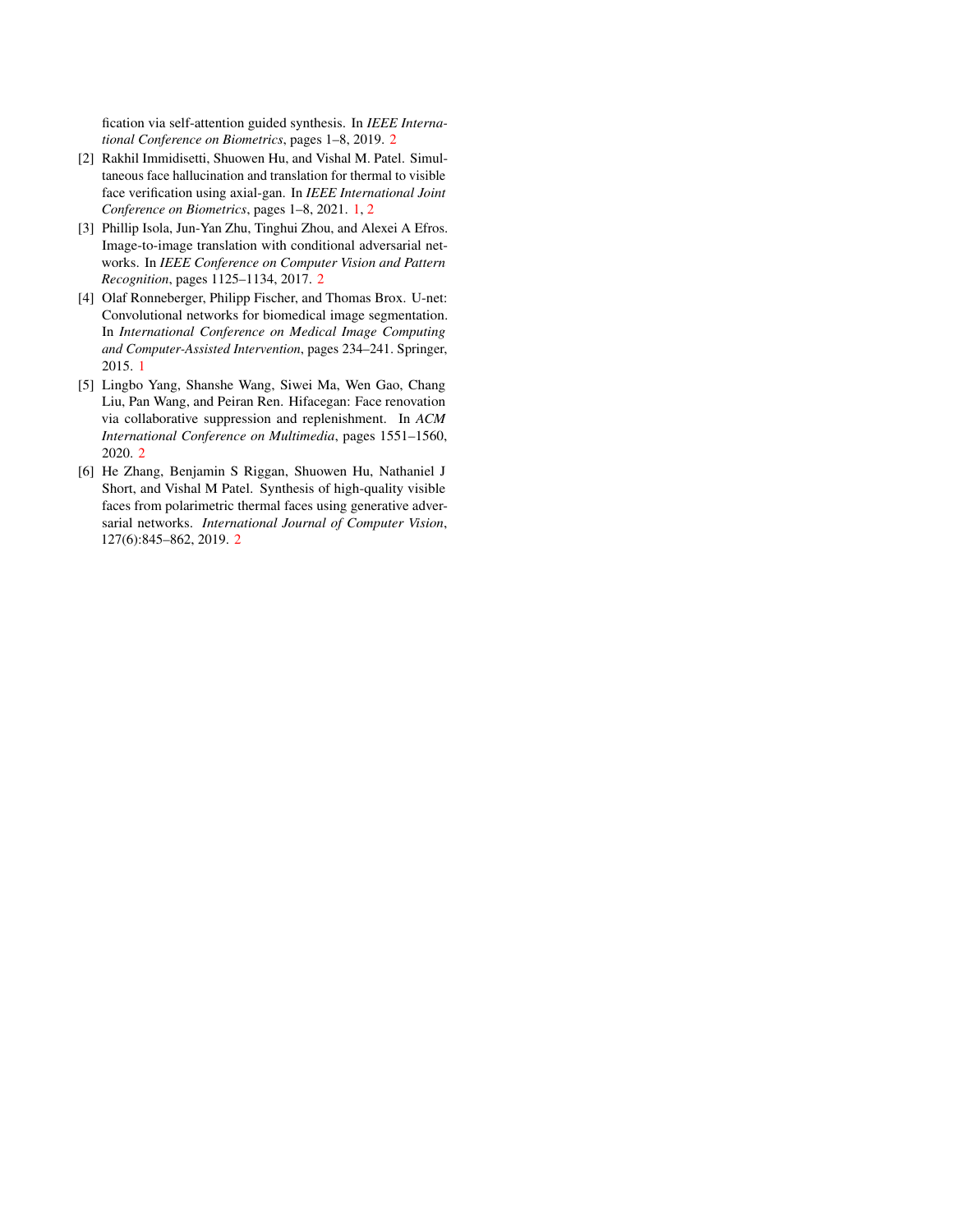fication via self-attention guided synthesis. In *IEEE International Conference on Biometrics*, pages 1–8, 2019. 2

[2] Rakhil Immidisetti, Shuowen Hu, and Vishal M. Patel. Simultaneous face hallucination and translation for thermal to visible face verification using axial-gan. In *IEEE International Joint Conference on Biometrics*, pages 1–8, 2021. 1, 2

[3] Phillip Isola, Jun-Yan Zhu, Tinghui Zhou, and Alexei A Efros. Image-to-image translation with conditional adversarial networks. In *IEEE Conference on Computer Vision and Pattern Recognition*, pages 1125–1134, 2017. 2

[4] Olaf Ronneberger, Philipp Fischer, and Thomas Brox. U-net: Convolutional networks for biomedical image segmentation. In *International Conference on Medical Image Computing and Computer-Assisted Intervention*, pages 234–241. Springer, 2015. 1

[5] Lingbo Yang, Shanshe Wang, Siwei Ma, Wen Gao, Chang Liu, Pan Wang, and Peiran Ren. Hifacegan: Face renovation via collaborative suppression and replenishment. In *ACM International Conference on Multimedia*, pages 1551–1560, 2020. 2

[6] He Zhang, Benjamin S Riggan, Shuowen Hu, Nathaniel J Short, and Vishal M Patel. Synthesis of high-quality visible faces from polarimetric thermal faces using generative adversarial networks. *International Journal of Computer Vision*, 127(6):845–862, 2019. 2